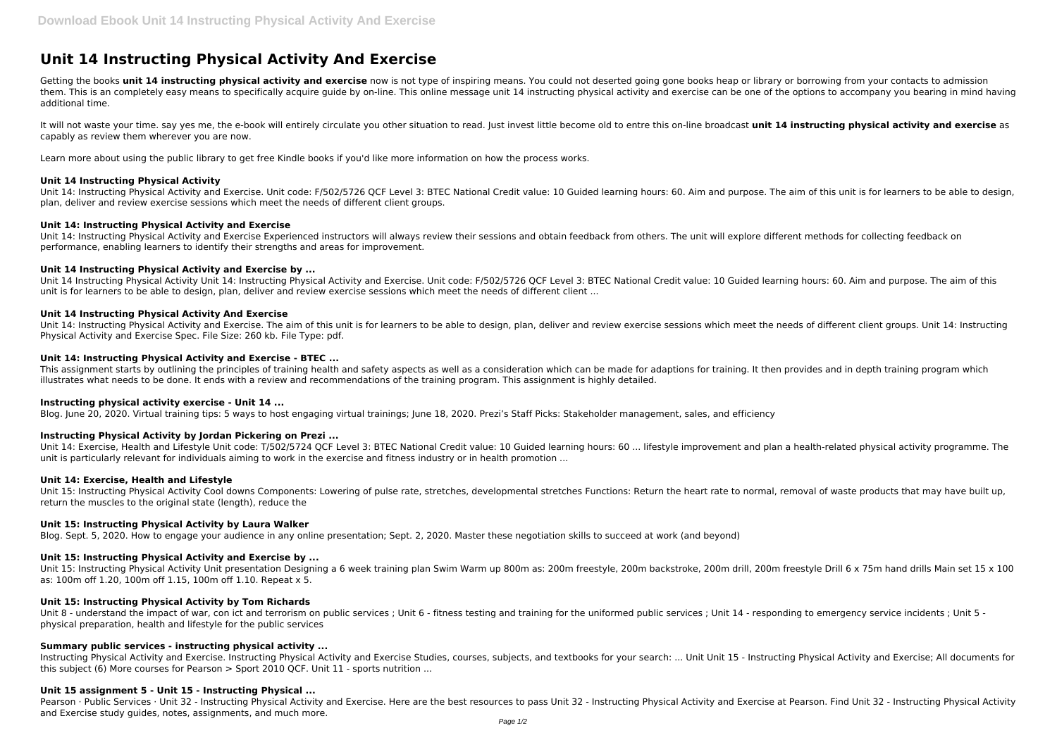# Unit 14 Instructing Physical Activity And Exercise

Getting the books **unit 14 instructing physical activity and exercise** now is not type of inspiring means. You could not deserted going gone books heap or library or borrowing from your contacts to admission them. This is an completely easy means to specifically acquire guide by on-line. This online message unit 14 instructing physical activity and exercise can be one of the options to accompany you bearing in mind having additional time.

It will not waste your time. say yes me, the e-book will entirely circulate you other situation to read. Just invest little become old to entre this on-line broadcast **unit 14 instructing physical activity and exercise** as capably as review them wherever you are now.

Learn more about using the public library to get free Kindle books if you'd like more information on how the process works.

### Unit 14 Instructing Physical Activity

Unit 14: Instructing Physical Activity and Exercise. Unit code: F/502/5726 QCF Level 3: BTEC National Credit value: 10 Guided learning hours: 60. Aim and purpose. The aim of this unit is for learners to be able to design, plan, deliver and review exercise sessions which meet the needs of different client groups.

### Unit 14: Instructing Physical Activity and Exercise

Unit 14: Instructing Physical Activity and Exercise Experienced instructors will always review their sessions and obtain feedback from others. The unit will explore different methods for collecting feedback on performance, enabling learners to identify their strengths and areas for improvement.

### Unit 14 Instructing Physical Activity and Exercise by ...

Unit 14 Instructing Physical Activity Unit 14: Instructing Physical Activity and Exercise. Unit code: F/502/5726 QCF Level 3: BTEC National Credit value: 10 Guided learning hours: 60. Aim and purpose. The aim of this unit is for learners to be able to design, plan, deliver and review exercise sessions which meet the needs of different client ...

### Unit 14 Instructing Physical Activity And Exercise

Unit 14: Instructing Physical Activity and Exercise. The aim of this unit is for learners to be able to design, plan, deliver and review exercise sessions which meet the needs of different client groups. Unit 14: Instructing Physical Activity and Exercise Spec. File Size: 260 kb. File Type: pdf.

### Unit 14: Instructing Physical Activity and Exercise - BTEC ...

This assignment starts by outlining the principles of training health and safety aspects as well as a consideration which can be made for adaptions for training. It then provides and in depth training program which illustrates what needs to be done. It ends with a review and recommendations of the training program. This assignment is highly detailed.

### Instructing physical activity exercise - Unit 14 ...

Blog. June 20, 2020. Virtual training tips: 5 ways to host engaging virtual trainings; June 18, 2020. Prezi's Staff Picks: Stakeholder management, sales, and efficiency

### Instructing Physical Activity by Jordan Pickering on Prezi ...

Unit 14: Exercise, Health and Lifestyle Unit code: T/502/5724 QCF Level 3: BTEC National Credit value: 10 Guided learning hours: 60 ... lifestyle improvement and plan a health-related physical activity programme. The unit is particularly relevant for individuals aiming to work in the exercise and fitness industry or in health promotion ...

### Unit 14: Exercise, Health and Lifestyle

Unit 15: Instructing Physical Activity Cool downs Components: Lowering of pulse rate, stretches, developmental stretches Functions: Return the heart rate to normal, removal of waste products that may have built up, return the muscles to the original state (length), reduce the

### Unit 15: Instructing Physical Activity by Laura Walker

Blog. Sept. 5, 2020. How to engage your audience in any online presentation; Sept. 2, 2020. Master these negotiation skills to succeed at work (and beyond)

### Unit 15: Instructing Physical Activity and Exercise by ...

Unit 15: Instructing Physical Activity Unit presentation Designing a 6 week training plan Swim Warm up 800m as: 200m freestyle, 200m backstroke, 200m drill, 200m freestyle Drill 6 x 75m hand drills Main set 15 x 100 as: 100m off 1.20, 100m off 1.15, 100m off 1.10. Repeat x 5.

### Unit 15: Instructing Physical Activity by Tom Richards

Unit 8 - understand the impact of war, con ict and terrorism on public services ; Unit 6 - fitness testing and training for the uniformed public services ; Unit 14 - responding to emergency service incidents ; Unit 5 - physical preparation, health and lifestyle for the public services

### Summary public services - instructing physical activity ...

Instructing Physical Activity and Exercise. Instructing Physical Activity and Exercise Studies, courses, subjects, and textbooks for your search: ... Unit Unit 15 - Instructing Physical Activity and Exercise; All documents for this subject (6) More courses for Pearson > Sport 2010 QCF. Unit 11 - sports nutrition ...

### Unit 15 assignment 5 - Unit 15 - Instructing Physical ...

Pearson · Public Services · Unit 32 - Instructing Physical Activity and Exercise. Here are the best resources to pass Unit 32 - Instructing Physical Activity and Exercise at Pearson. Find Unit 32 - Instructing Physical Activity and Exercise study guides, notes, assignments, and much more.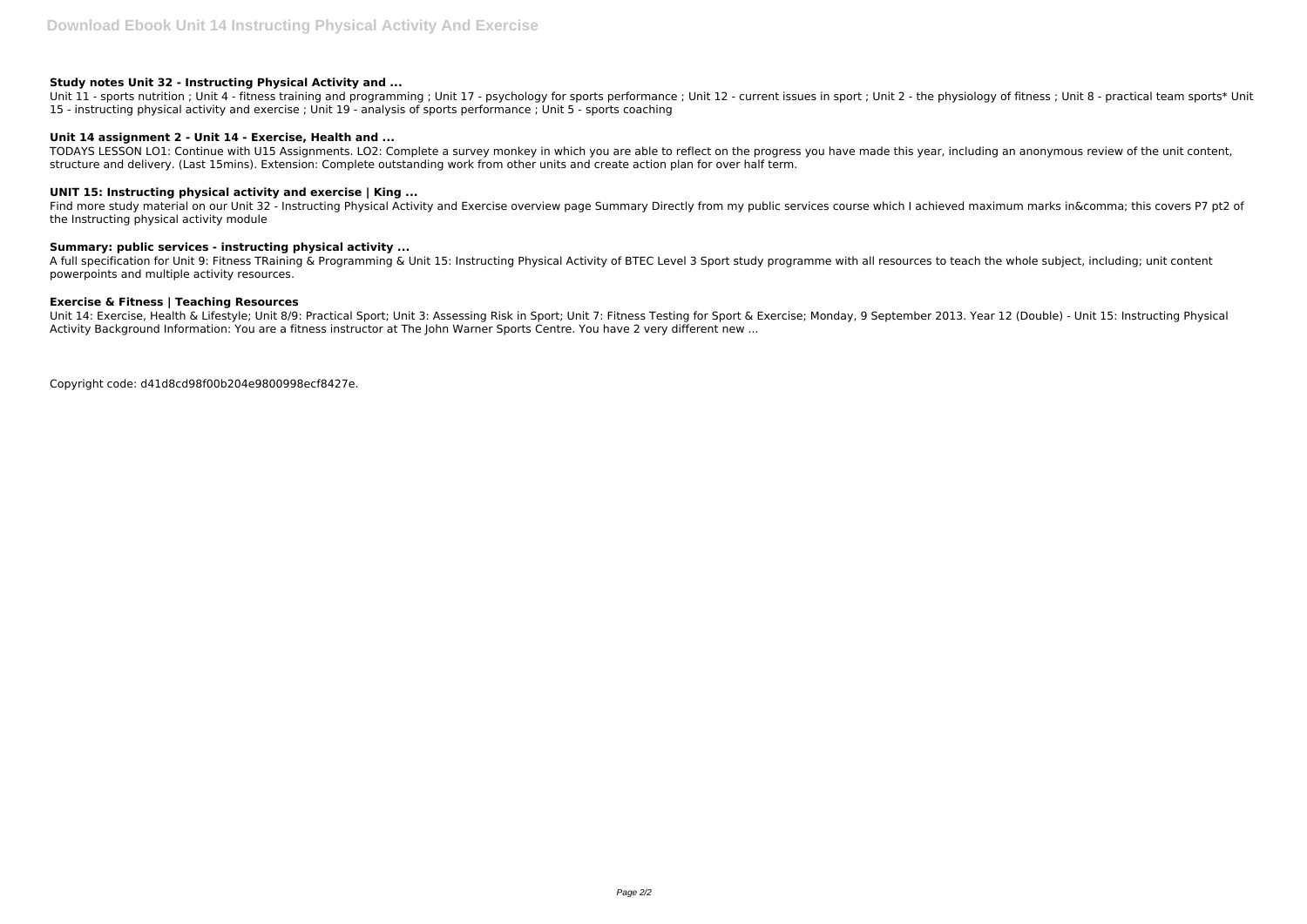### Study notes Unit 32 - Instructing Physical Activity and ...

Unit 11 - sports nutrition ; Unit 4 - fitness training and programming ; Unit 17 - psychology for sports performance ; Unit 12 - current issues in sport ; Unit 2 - the physiology of fitness ; Unit 8 - practical team sports* Unit 15 - instructing physical activity and exercise ; Unit 19 - analysis of sports performance ; Unit 5 - sports coaching

### Unit 14 assignment 2 - Unit 14 - Exercise, Health and ...

TODAYS LESSON LO1: Continue with U15 Assignments. LO2: Complete a survey monkey in which you are able to reflect on the progress you have made this year, including an anonymous review of the unit content, structure and delivery. (Last 15mins). Extension: Complete outstanding work from other units and create action plan for over half term.

### UNIT 15: Instructing physical activity and exercise | King ...

Find more study material on our Unit 32 - Instructing Physical Activity and Exercise overview page Summary Directly from my public services course which I achieved maximum marks in&comma; this covers P7 pt2 of the Instructing physical activity module

### Summary: public services - instructing physical activity ...

A full specification for Unit 9: Fitness TRaining & Programming & Unit 15: Instructing Physical Activity of BTEC Level 3 Sport study programme with all resources to teach the whole subject, including; unit content powerpoints and multiple activity resources.

### Exercise & Fitness | Teaching Resources

Unit 14: Exercise, Health & Lifestyle; Unit 8/9: Practical Sport; Unit 3: Assessing Risk in Sport; Unit 7: Fitness Testing for Sport & Exercise; Monday, 9 September 2013. Year 12 (Double) - Unit 15: Instructing Physical Activity Background Information: You are a fitness instructor at The John Warner Sports Centre. You have 2 very different new ...

Copyright code: d41d8cd98f00b204e9800998ecf8427e.